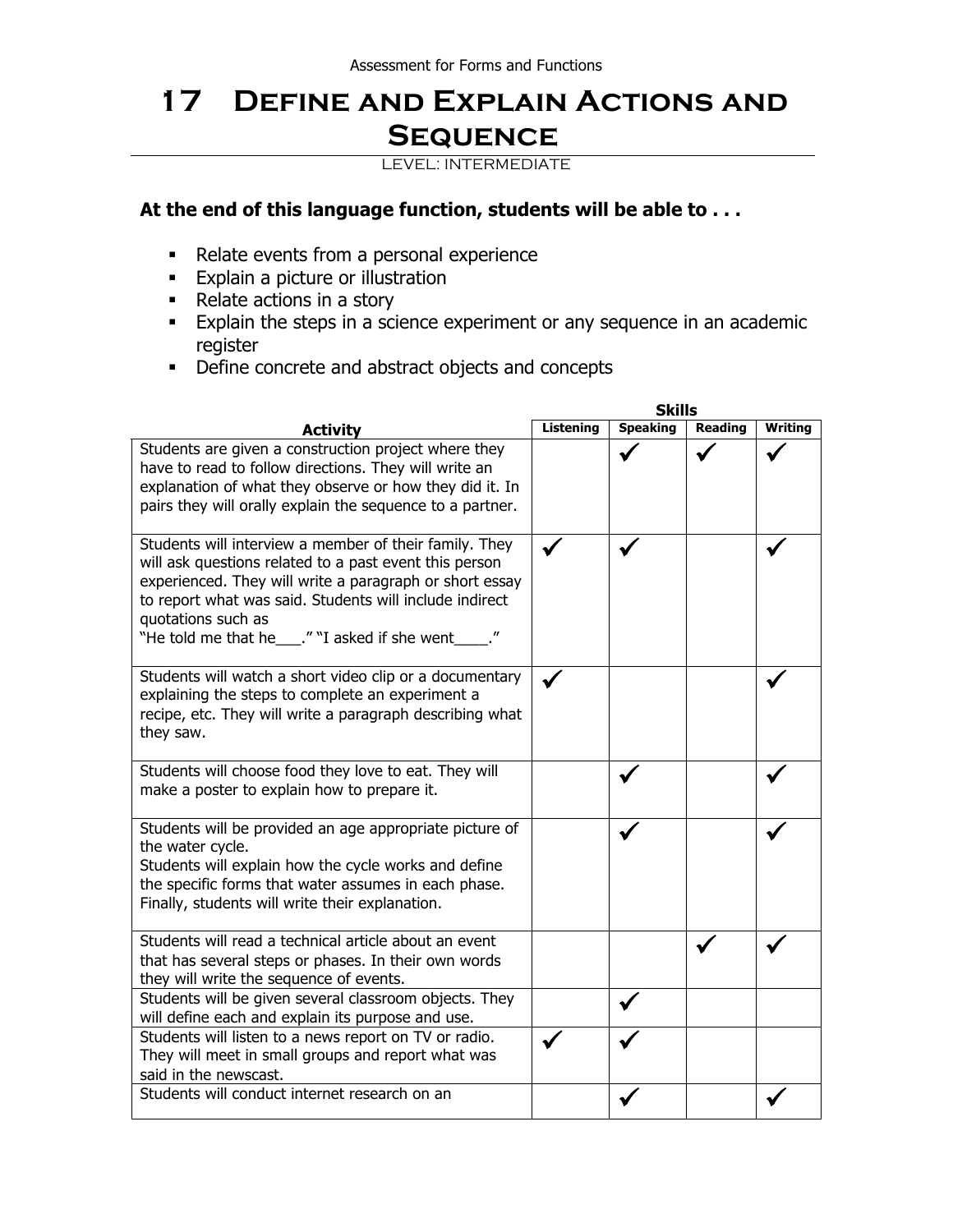# 17 Define and Explain Actions and Sequence

LEVEL: INTERMEDIATE

**At the end of this language function, students will be able to . . .**

- Relate events from a personal experience
- Explain a picture or illustration
- Relate actions in a story
- Explain the steps in a science experiment or any sequence in an academic register
- Define concrete and abstract objects and concepts

| | Skills | | | |
|---|---|---|---|---|
| **Activity** | **Listening** | **Speaking** | **Reading** | **Writing** |
| Students are given a construction project where they have to read to follow directions. They will write an explanation of what they observe or how they did it. In pairs they will orally explain the sequence to a partner. | | ✓ | ✓ | ✓ |
| Students will interview a member of their family. They will ask questions related to a past event this person experienced. They will write a paragraph or short essay to report what was said. Students will include indirect quotations such as "He told me that he___." "I asked if she went____." | ✓ | ✓ | | ✓ |
| Students will watch a short video clip or a documentary explaining the steps to complete an experiment a recipe, etc. They will write a paragraph describing what they saw. | ✓ | | | ✓ |
| Students will choose food they love to eat. They will make a poster to explain how to prepare it. | | ✓ | | ✓ |
| Students will be provided an age appropriate picture of the water cycle. Students will explain how the cycle works and define the specific forms that water assumes in each phase. Finally, students will write their explanation. | | ✓ | | ✓ |
| Students will read a technical article about an event that has several steps or phases. In their own words they will write the sequence of events. | | | ✓ | ✓ |
| Students will be given several classroom objects. They will define each and explain its purpose and use. | | ✓ | | |
| Students will listen to a news report on TV or radio. They will meet in small groups and report what was said in the newscast. | ✓ | ✓ | | |
| Students will conduct internet research on an | | ✓ | | ✓ |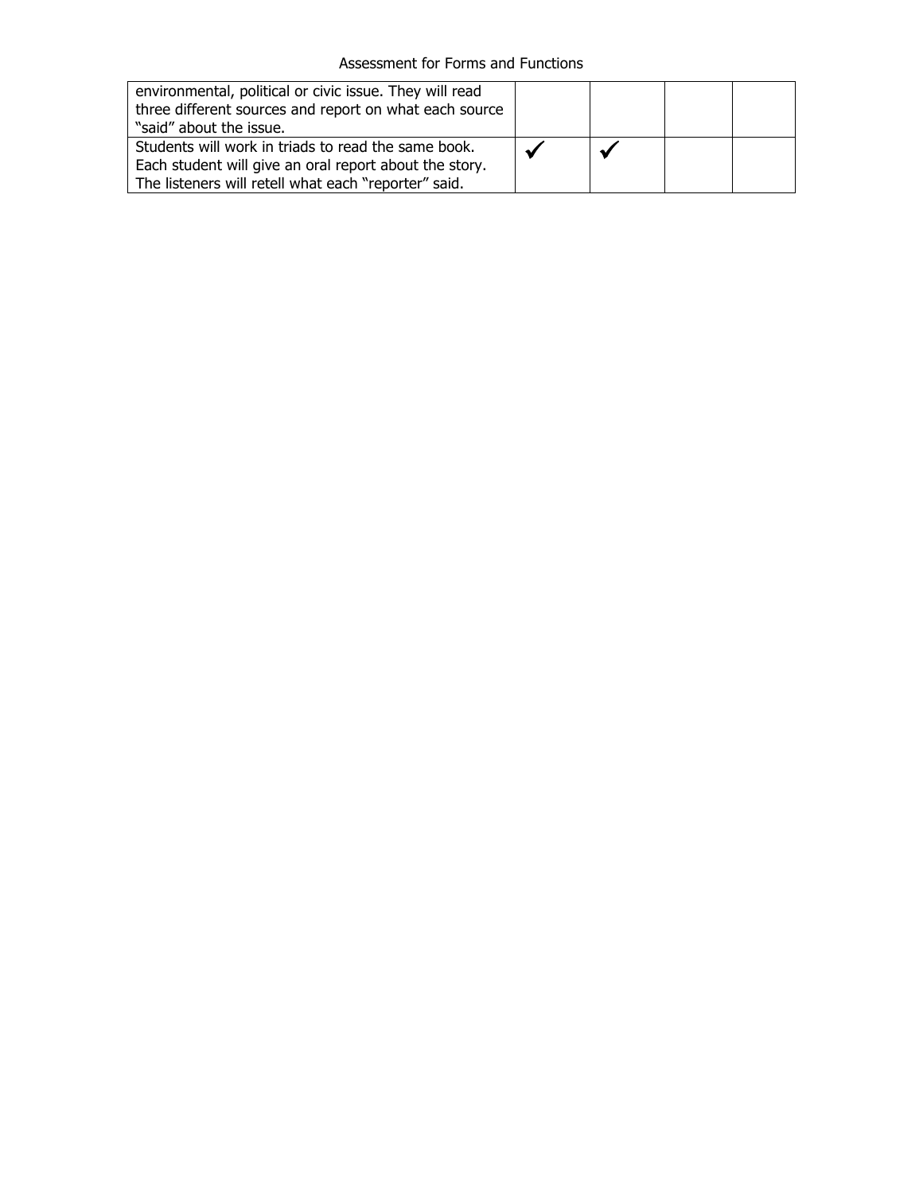| | | | | |
|---|---|---|---|---|
| environmental, political or civic issue. They will read three different sources and report on what each source "said" about the issue. | | | | |
| Students will work in triads to read the same book. Each student will give an oral report about the story. The listeners will retell what each "reporter" said. | ✓ | ✓ | | |